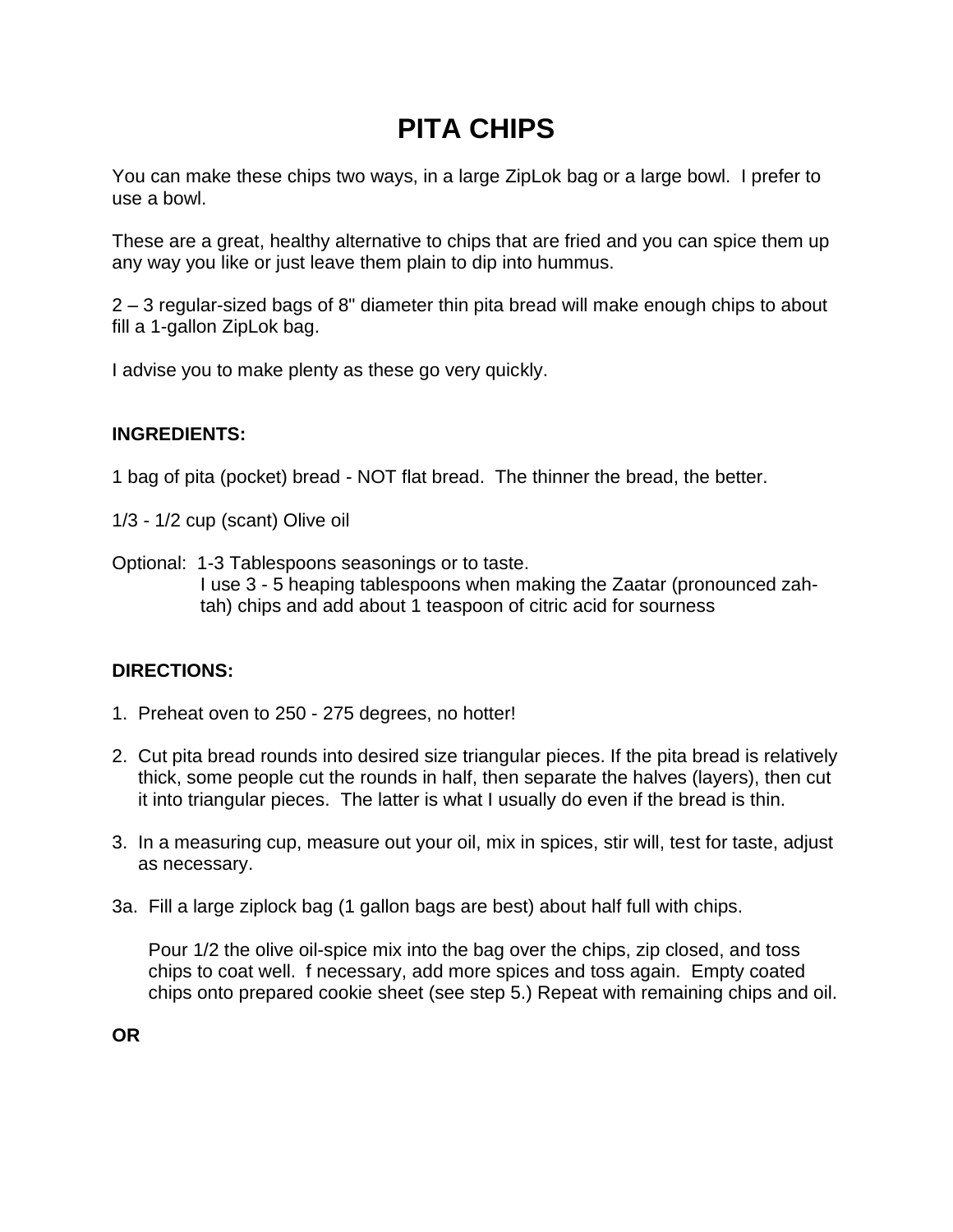# PITA CHIPS

You can make these chips two ways, in a large ZipLok bag or a large bowl. I prefer to use a bowl.

These are a great, healthy alternative to chips that are fried and you can spice them up any way you like or just leave them plain to dip into hummus.

2 – 3 regular-sized bags of 8" diameter thin pita bread will make enough chips to about fill a 1-gallon ZipLok bag.

I advise you to make plenty as these go very quickly.

**INGREDIENTS:**

1 bag of pita (pocket) bread - NOT flat bread. The thinner the bread, the better.

1/3 - 1/2 cup (scant) Olive oil

Optional: 1-3 Tablespoons seasonings or to taste.
I use 3 - 5 heaping tablespoons when making the Zaatar (pronounced zah-tah) chips and add about 1 teaspoon of citric acid for sourness

**DIRECTIONS:**

1. Preheat oven to 250 - 275 degrees, no hotter!

2. Cut pita bread rounds into desired size triangular pieces. If the pita bread is relatively thick, some people cut the rounds in half, then separate the halves (layers), then cut it into triangular pieces. The latter is what I usually do even if the bread is thin.

3. In a measuring cup, measure out your oil, mix in spices, stir will, test for taste, adjust as necessary.

3a. Fill a large ziplock bag (1 gallon bags are best) about half full with chips.

Pour 1/2 the olive oil-spice mix into the bag over the chips, zip closed, and toss chips to coat well. f necessary, add more spices and toss again. Empty coated chips onto prepared cookie sheet (see step 5.) Repeat with remaining chips and oil.

**OR**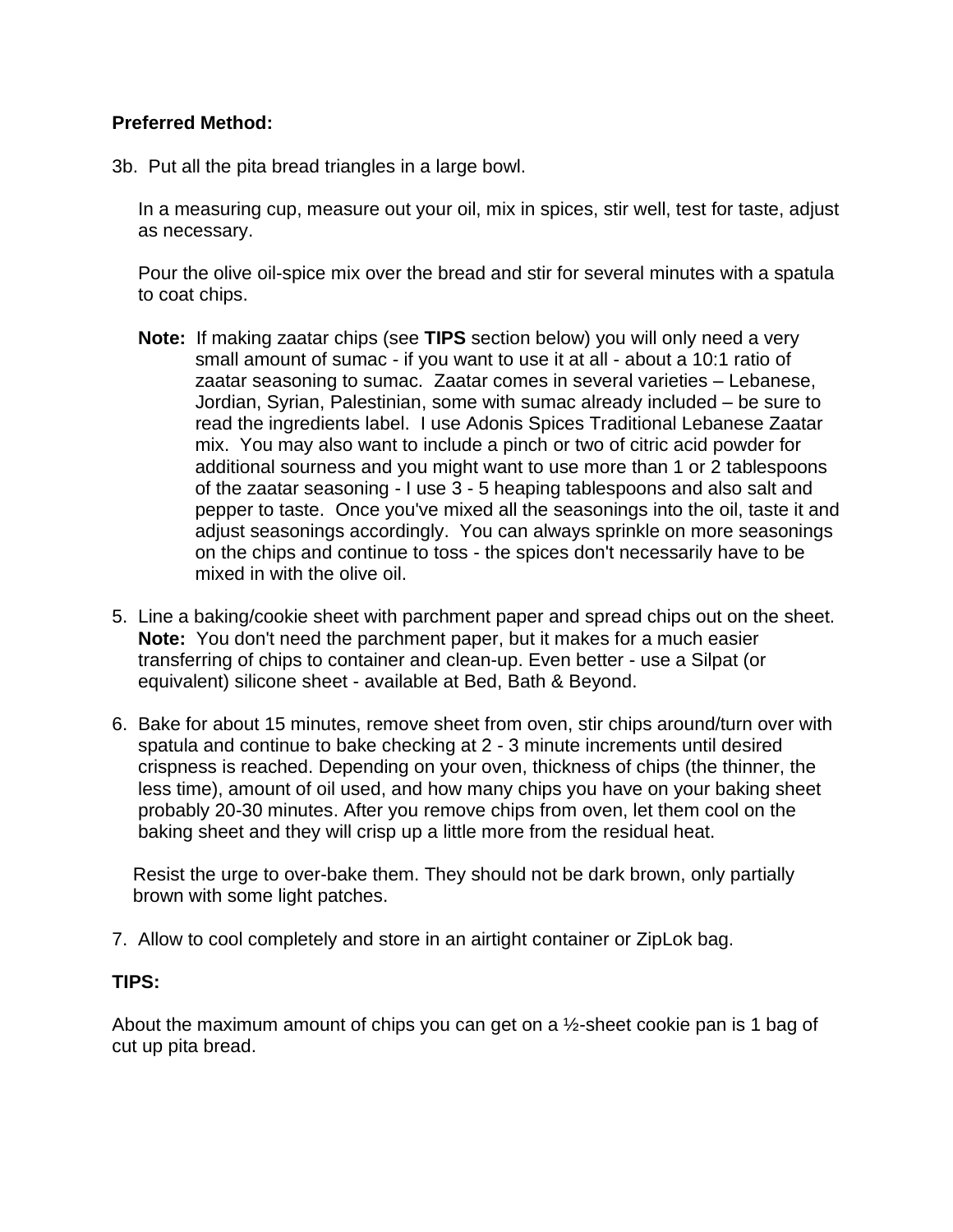**Preferred Method:**

3b. Put all the pita bread triangles in a large bowl.

In a measuring cup, measure out your oil, mix in spices, stir well, test for taste, adjust as necessary.

Pour the olive oil-spice mix over the bread and stir for several minutes with a spatula to coat chips.

**Note:** If making zaatar chips (see **TIPS** section below) you will only need a very small amount of sumac - if you want to use it at all - about a 10:1 ratio of zaatar seasoning to sumac. Zaatar comes in several varieties – Lebanese, Jordian, Syrian, Palestinian, some with sumac already included – be sure to read the ingredients label. I use Adonis Spices Traditional Lebanese Zaatar mix. You may also want to include a pinch or two of citric acid powder for additional sourness and you might want to use more than 1 or 2 tablespoons of the zaatar seasoning - I use 3 - 5 heaping tablespoons and also salt and pepper to taste. Once you've mixed all the seasonings into the oil, taste it and adjust seasonings accordingly. You can always sprinkle on more seasonings on the chips and continue to toss - the spices don't necessarily have to be mixed in with the olive oil.

5. Line a baking/cookie sheet with parchment paper and spread chips out on the sheet. **Note:** You don't need the parchment paper, but it makes for a much easier transferring of chips to container and clean-up. Even better - use a Silpat (or equivalent) silicone sheet - available at Bed, Bath & Beyond.

6. Bake for about 15 minutes, remove sheet from oven, stir chips around/turn over with spatula and continue to bake checking at 2 - 3 minute increments until desired crispness is reached. Depending on your oven, thickness of chips (the thinner, the less time), amount of oil used, and how many chips you have on your baking sheet probably 20-30 minutes. After you remove chips from oven, let them cool on the baking sheet and they will crisp up a little more from the residual heat.

   Resist the urge to over-bake them. They should not be dark brown, only partially brown with some light patches.

7. Allow to cool completely and store in an airtight container or ZipLok bag.

**TIPS:**

About the maximum amount of chips you can get on a ½-sheet cookie pan is 1 bag of cut up pita bread.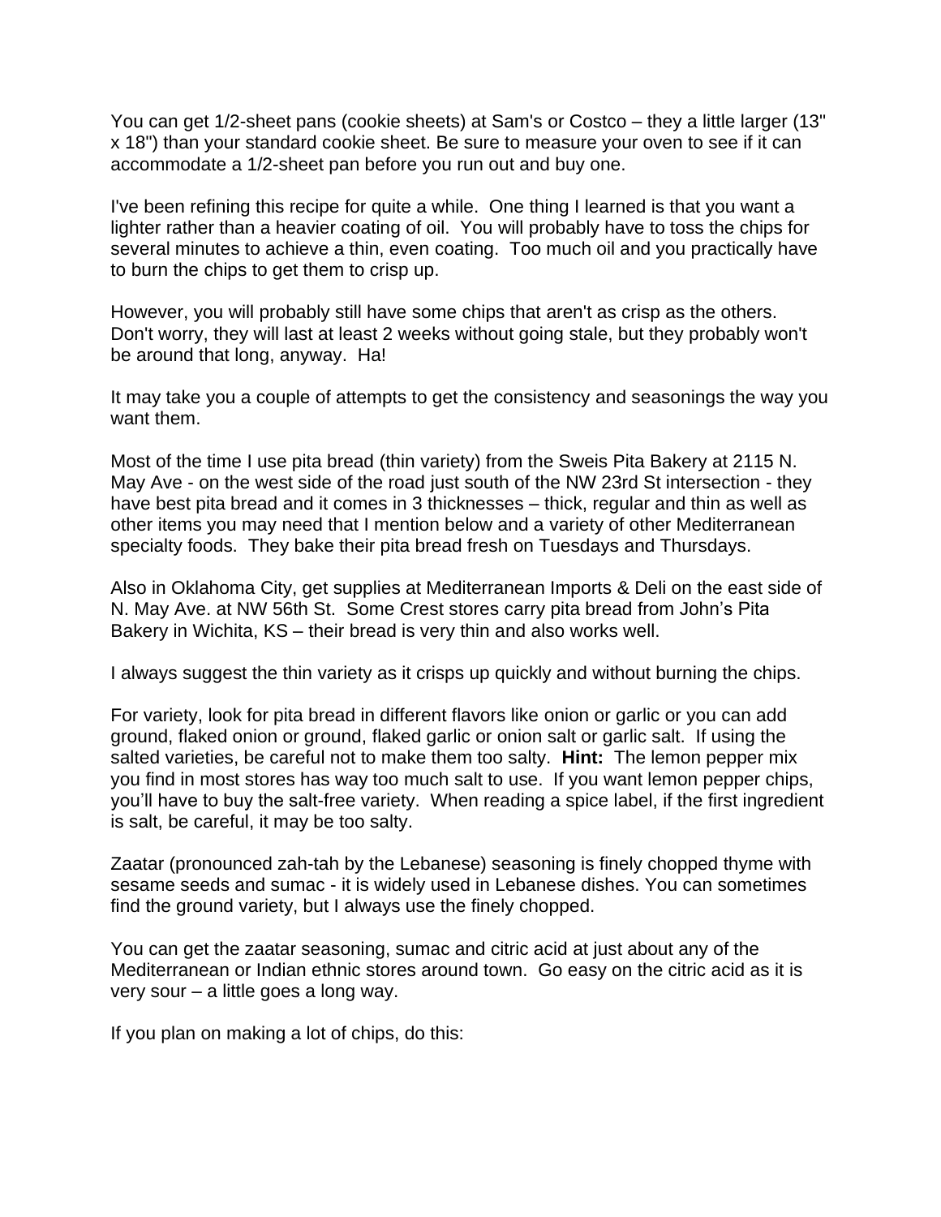You can get 1/2-sheet pans (cookie sheets) at Sam's or Costco – they a little larger (13" x 18") than your standard cookie sheet. Be sure to measure your oven to see if it can accommodate a 1/2-sheet pan before you run out and buy one.

I've been refining this recipe for quite a while. One thing I learned is that you want a lighter rather than a heavier coating of oil. You will probably have to toss the chips for several minutes to achieve a thin, even coating. Too much oil and you practically have to burn the chips to get them to crisp up.

However, you will probably still have some chips that aren't as crisp as the others. Don't worry, they will last at least 2 weeks without going stale, but they probably won't be around that long, anyway. Ha!

It may take you a couple of attempts to get the consistency and seasonings the way you want them.

Most of the time I use pita bread (thin variety) from the Sweis Pita Bakery at 2115 N. May Ave - on the west side of the road just south of the NW 23rd St intersection - they have best pita bread and it comes in 3 thicknesses – thick, regular and thin as well as other items you may need that I mention below and a variety of other Mediterranean specialty foods. They bake their pita bread fresh on Tuesdays and Thursdays.

Also in Oklahoma City, get supplies at Mediterranean Imports & Deli on the east side of N. May Ave. at NW 56th St. Some Crest stores carry pita bread from John's Pita Bakery in Wichita, KS – their bread is very thin and also works well.

I always suggest the thin variety as it crisps up quickly and without burning the chips.

For variety, look for pita bread in different flavors like onion or garlic or you can add ground, flaked onion or ground, flaked garlic or onion salt or garlic salt. If using the salted varieties, be careful not to make them too salty. **Hint:** The lemon pepper mix you find in most stores has way too much salt to use. If you want lemon pepper chips, you'll have to buy the salt-free variety. When reading a spice label, if the first ingredient is salt, be careful, it may be too salty.

Zaatar (pronounced zah-tah by the Lebanese) seasoning is finely chopped thyme with sesame seeds and sumac - it is widely used in Lebanese dishes. You can sometimes find the ground variety, but I always use the finely chopped.

You can get the zaatar seasoning, sumac and citric acid at just about any of the Mediterranean or Indian ethnic stores around town. Go easy on the citric acid as it is very sour – a little goes a long way.

If you plan on making a lot of chips, do this: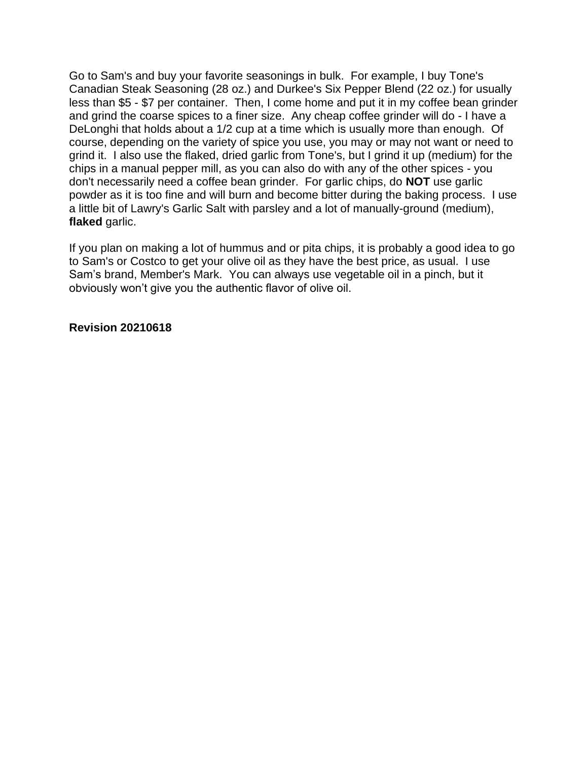Go to Sam's and buy your favorite seasonings in bulk. For example, I buy Tone's Canadian Steak Seasoning (28 oz.) and Durkee's Six Pepper Blend (22 oz.) for usually less than $5 - $7 per container. Then, I come home and put it in my coffee bean grinder and grind the coarse spices to a finer size. Any cheap coffee grinder will do - I have a DeLonghi that holds about a 1/2 cup at a time which is usually more than enough. Of course, depending on the variety of spice you use, you may or may not want or need to grind it. I also use the flaked, dried garlic from Tone's, but I grind it up (medium) for the chips in a manual pepper mill, as you can also do with any of the other spices - you don't necessarily need a coffee bean grinder. For garlic chips, do **NOT** use garlic powder as it is too fine and will burn and become bitter during the baking process. I use a little bit of Lawry's Garlic Salt with parsley and a lot of manually-ground (medium), **flaked** garlic.

If you plan on making a lot of hummus and or pita chips, it is probably a good idea to go to Sam's or Costco to get your olive oil as they have the best price, as usual. I use Sam's brand, Member's Mark. You can always use vegetable oil in a pinch, but it obviously won't give you the authentic flavor of olive oil.

**Revision 20210618**